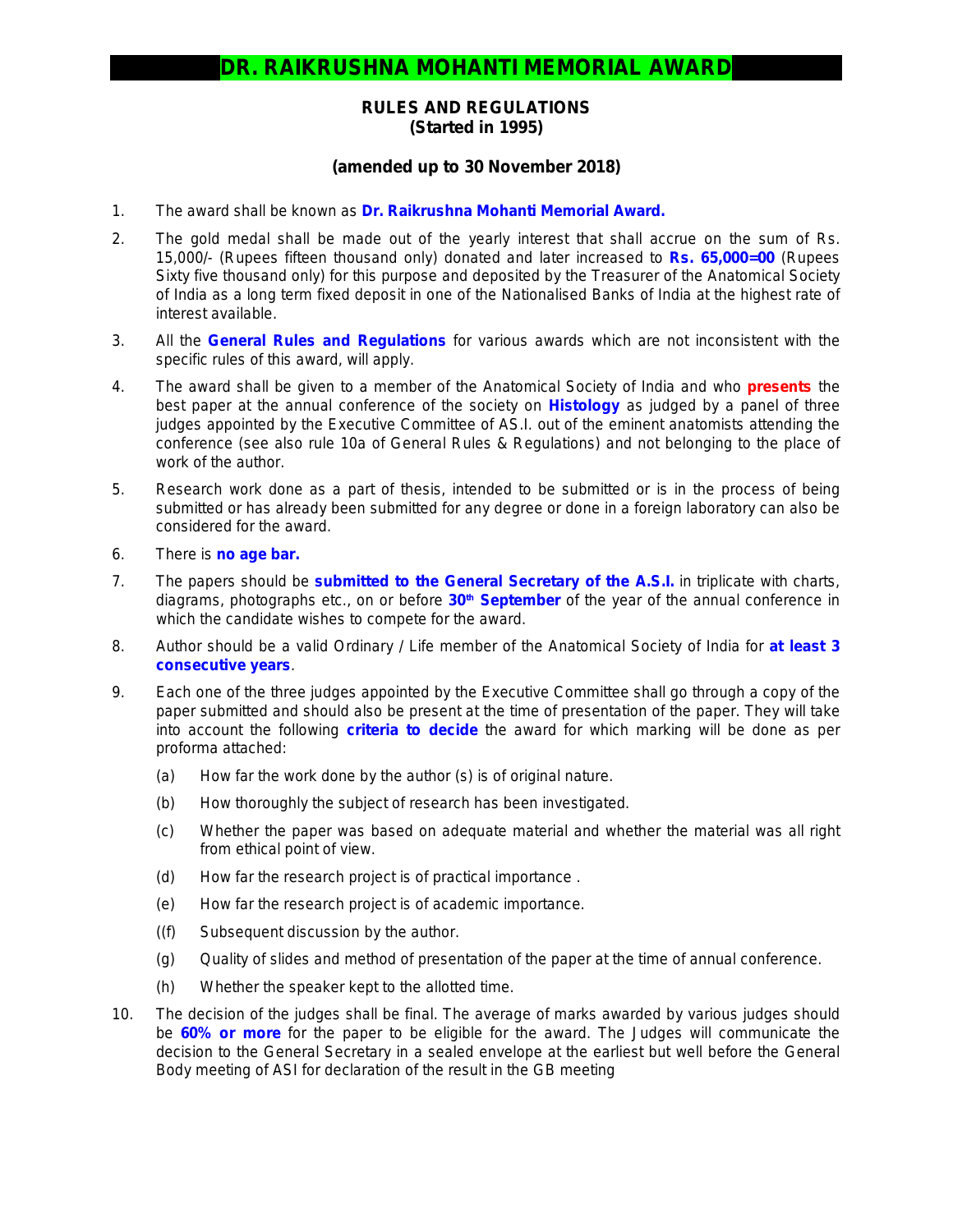# DR. RAIKRUSHNA MOHANTI MEMORIAL AWARD

## RULES AND REGULATIONS
## (Started in 1995)

### (amended up to 30 November 2018)

1. The award shall be known as **Dr. Raikrushna Mohanti Memorial Award.**

2. The gold medal shall be made out of the yearly interest that shall accrue on the sum of Rs. 15,000/- (Rupees fifteen thousand only) donated and later increased to **Rs. 65,000=00** (Rupees Sixty five thousand only) for this purpose and deposited by the Treasurer of the Anatomical Society of India as a long term fixed deposit in one of the Nationalised Banks of India at the highest rate of interest available.

3. All the **General Rules and Regulations** for various awards which are not inconsistent with the specific rules of this award, will apply.

4. The award shall be given to a member of the Anatomical Society of India and who **presents** the best paper at the annual conference of the society on **Histology** as judged by a panel of three judges appointed by the Executive Committee of AS.I. out of the eminent anatomists attending the conference (see also rule 10a of General Rules & Regulations) and not belonging to the place of work of the author.

5. Research work done as a part of thesis, intended to be submitted or is in the process of being submitted or has already been submitted for any degree or done in a foreign laboratory can also be considered for the award.

6. There is **no age bar.**

7. The papers should be **submitted to the General Secretary of the A.S.I.** in triplicate with charts, diagrams, photographs etc., on or before **30th September** of the year of the annual conference in which the candidate wishes to compete for the award.

8. Author should be a valid Ordinary / Life member of the Anatomical Society of India for **at least 3 consecutive years**.

9. Each one of the three judges appointed by the Executive Committee shall go through a copy of the paper submitted and should also be present at the time of presentation of the paper. They will take into account the following **criteria to decide** the award for which marking will be done as per proforma attached:

   (a) How far the work done by the author (s) is of original nature.

   (b) How thoroughly the subject of research has been investigated.

   (c) Whether the paper was based on adequate material and whether the material was all right from ethical point of view.

   (d) How far the research project is of practical importance .

   (e) How far the research project is of academic importance.

   ((f) Subsequent discussion by the author.

   (g) Quality of slides and method of presentation of the paper at the time of annual conference.

   (h) Whether the speaker kept to the allotted time.

10. The decision of the judges shall be final. The average of marks awarded by various judges should be **60% or more** for the paper to be eligible for the award. The Judges will communicate the decision to the General Secretary in a sealed envelope at the earliest but well before the General Body meeting of ASI for declaration of the result in the GB meeting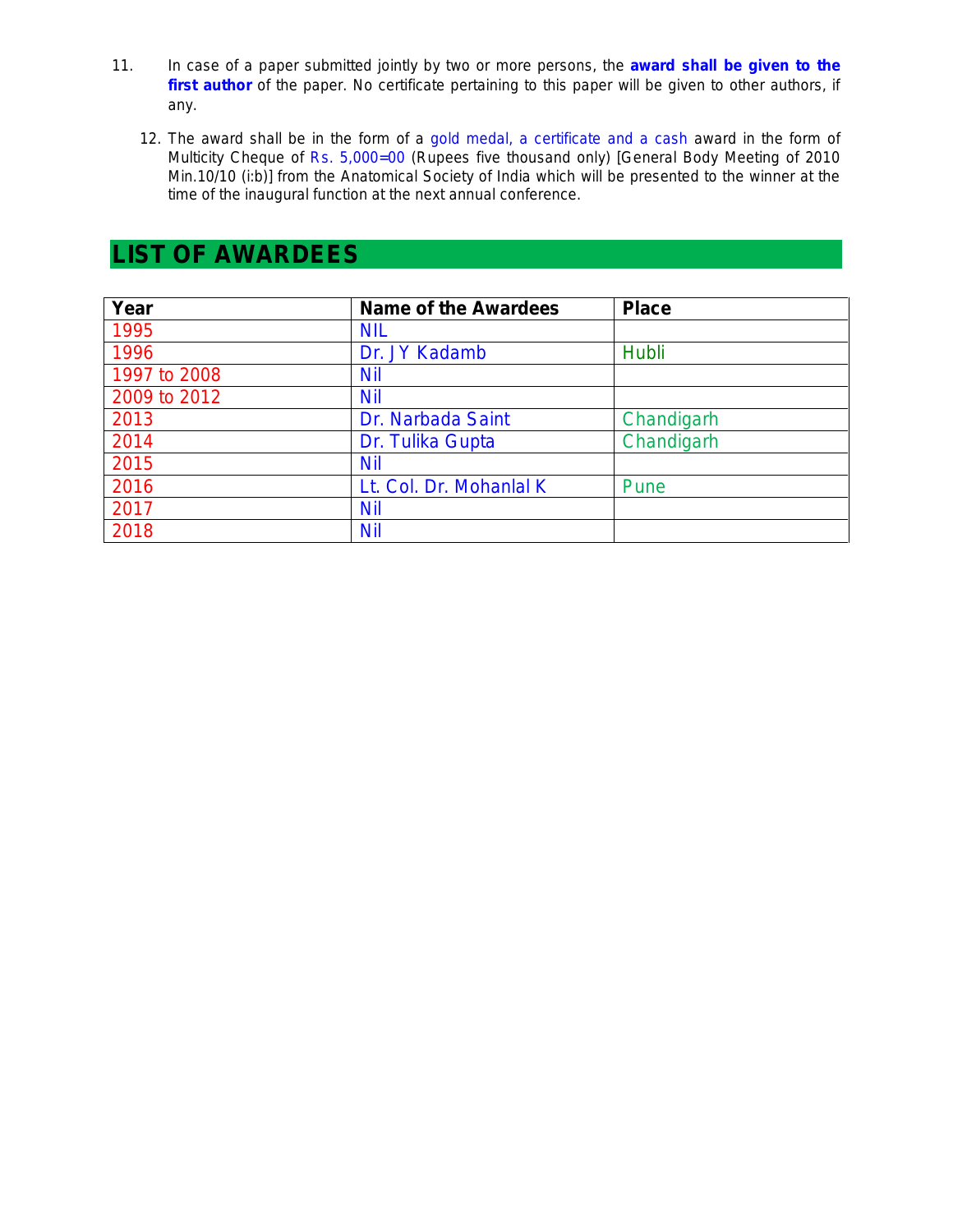11. In case of a paper submitted jointly by two or more persons, the **award shall be given to the first author** of the paper. No certificate pertaining to this paper will be given to other authors, if any.

12. The award shall be in the form of a gold medal, a certificate and a cash award in the form of Multicity Cheque of Rs. 5,000=00 (Rupees five thousand only) [General Body Meeting of 2010 Min.10/10 (i:b)] from the Anatomical Society of India which will be presented to the winner at the time of the inaugural function at the next annual conference.

## LIST OF AWARDEES

| Year | Name of the Awardees | Place |
|---|---|---|
| 1995 | NIL | |
| 1996 | Dr. JY Kadamb | Hubli |
| 1997 to 2008 | Nil | |
| 2009 to 2012 | Nil | |
| 2013 | Dr. Narbada Saint | Chandigarh |
| 2014 | Dr. Tulika Gupta | Chandigarh |
| 2015 | Nil | |
| 2016 | Lt. Col. Dr. Mohanlal K | Pune |
| 2017 | Nil | |
| 2018 | Nil | |